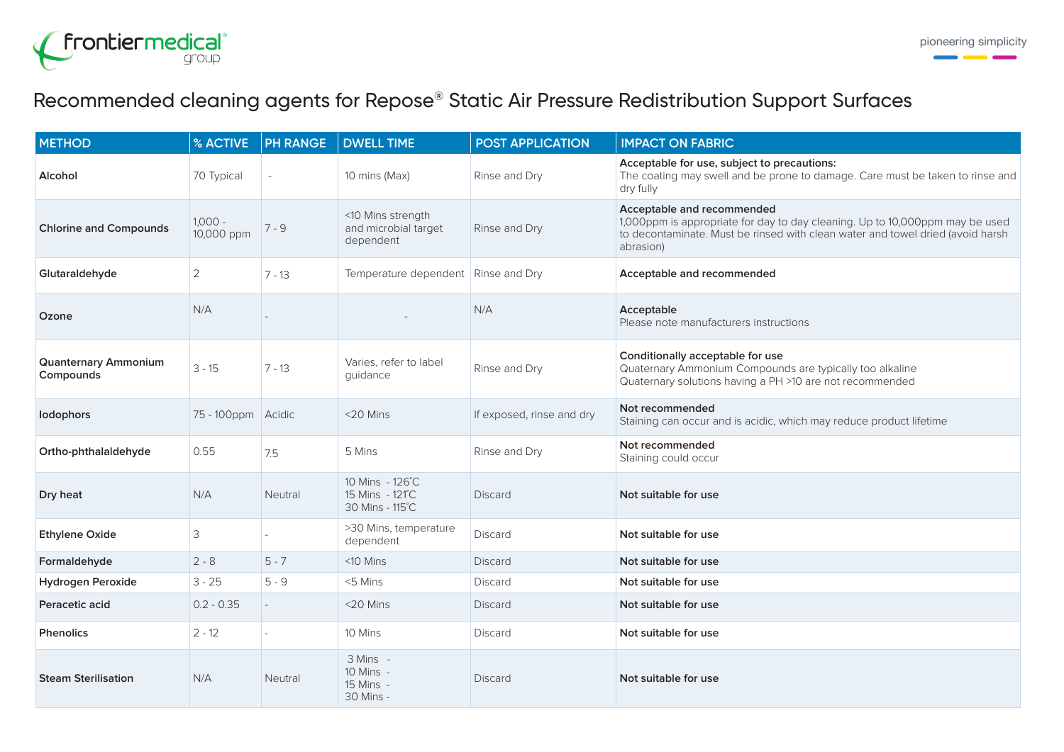# Recommended cleaning agents for Repose® Static Air Pressure Redistribution Support Surfaces

| METHOD | % ACTIVE | PH RANGE | DWELL TIME | POST APPLICATION | IMPACT ON FABRIC |
|---|---|---|---|---|---|
| **Alcohol** | 70 Typical | - | 10 mins (Max) | Rinse and Dry | **Acceptable for use, subject to precautions:** The coating may swell and be prone to damage. Care must be taken to rinse and dry fully |
| **Chlorine and Compounds** | 1,000 - 10,000 ppm | 7 - 9 | <10 Mins strength and microbial target dependent | Rinse and Dry | **Acceptable and recommended** 1,000ppm is appropriate for day to day cleaning. Up to 10,000ppm may be used to decontaminate. Must be rinsed with clean water and towel dried (avoid harsh abrasion) |
| **Glutaraldehyde** | 2 | 7 - 13 | Temperature dependent | Rinse and Dry | **Acceptable and recommended** |
| **Ozone** | N/A | - | - | N/A | **Acceptable** Please note manufacturers instructions |
| **Quanternary Ammonium Compounds** | 3 - 15 | 7 - 13 | Varies, refer to label guidance | Rinse and Dry | **Conditionally acceptable for use** Quaternary Ammonium Compounds are typically too alkaline Quaternary solutions having a PH >10 are not recommended |
| **Iodophors** | 75 - 100ppm | Acidic | <20 Mins | If exposed, rinse and dry | **Not recommended** Staining can occur and is acidic, which may reduce product lifetime |
| **Ortho-phthalaldehyde** | 0.55 | 7.5 | 5 Mins | Rinse and Dry | **Not recommended** Staining could occur |
| **Dry heat** | N/A | Neutral | 10 Mins - 126˚C 15 Mins - 121˚C 30 Mins - 115˚C | Discard | **Not suitable for use** |
| **Ethylene Oxide** | 3 | - | >30 Mins, temperature dependent | Discard | **Not suitable for use** |
| **Formaldehyde** | 2 - 8 | 5 - 7 | <10 Mins | Discard | **Not suitable for use** |
| **Hydrogen Peroxide** | 3 - 25 | 5 - 9 | <5 Mins | Discard | **Not suitable for use** |
| **Peracetic acid** | 0.2 - 0.35 | - | <20 Mins | Discard | **Not suitable for use** |
| **Phenolics** | 2 - 12 | - | 10 Mins | Discard | **Not suitable for use** |
| **Steam Sterilisation** | N/A | Neutral | 3 Mins - 10 Mins - 15 Mins - 30 Mins - | Discard | **Not suitable for use** |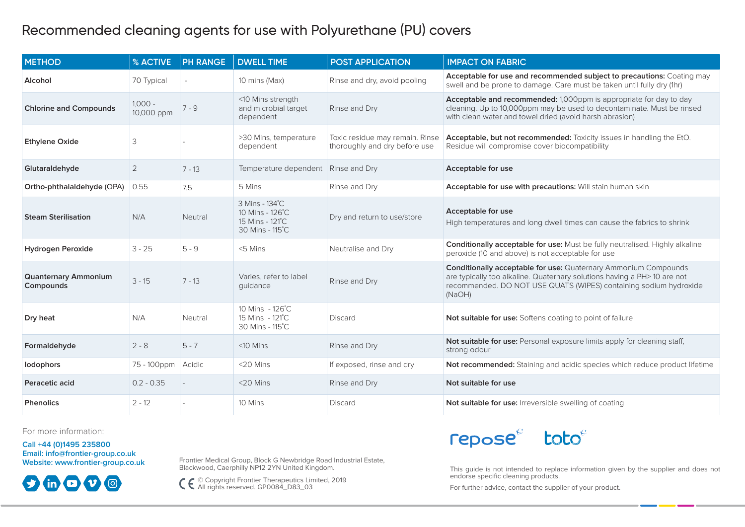# Recommended cleaning agents for use with Polyurethane (PU) covers

| METHOD | % ACTIVE | PH RANGE | DWELL TIME | POST APPLICATION | IMPACT ON FABRIC |
|---|---|---|---|---|---|
| **Alcohol** | 70 Typical | - | 10 mins (Max) | Rinse and dry, avoid pooling | **Acceptable for use and recommended subject to precautions:** Coating may swell and be prone to damage. Care must be taken until fully dry (1hr) |
| **Chlorine and Compounds** | 1,000 - 10,000 ppm | 7 - 9 | <10 Mins strength and microbial target dependent | Rinse and Dry | **Acceptable and recommended:** 1,000ppm is appropriate for day to day cleaning. Up to 10,000ppm may be used to decontaminate. Must be rinsed with clean water and towel dried (avoid harsh abrasion) |
| **Ethylene Oxide** | 3 | - | >30 Mins, temperature dependent | Toxic residue may remain. Rinse thoroughly and dry before use | **Acceptable, but not recommended:** Toxicity issues in handling the EtO. Residue will compromise cover biocompatibility |
| **Glutaraldehyde** | 2 | 7 - 13 | Temperature dependent | Rinse and Dry | **Acceptable for use** |
| **Ortho-phthalaldehyde (OPA)** | 0.55 | 7.5 | 5 Mins | Rinse and Dry | **Acceptable for use with precautions:** Will stain human skin |
| **Steam Sterilisation** | N/A | Neutral | 3 Mins - 134˚C<br>10 Mins - 126˚C<br>15 Mins - 121˚C<br>30 Mins - 115˚C | Dry and return to use/store | **Acceptable for use**<br>High temperatures and long dwell times can cause the fabrics to shrink |
| **Hydrogen Peroxide** | 3 - 25 | 5 - 9 | <5 Mins | Neutralise and Dry | **Conditionally acceptable for use:** Must be fully neutralised. Highly alkaline peroxide (10 and above) is not acceptable for use |
| **Quanternary Ammonium Compounds** | 3 - 15 | 7 - 13 | Varies, refer to label guidance | Rinse and Dry | **Conditionally acceptable for use:** Quaternary Ammonium Compounds are typically too alkaline. Quaternary solutions having a PH> 10 are not recommended. DO NOT USE QUATS (WIPES) containing sodium hydroxide (NaOH) |
| **Dry heat** | N/A | Neutral | 10 Mins - 126˚C<br>15 Mins - 121˚C<br>30 Mins - 115˚C | Discard | **Not suitable for use:** Softens coating to point of failure |
| **Formaldehyde** | 2 - 8 | 5 - 7 | <10 Mins | Rinse and Dry | **Not suitable for use:** Personal exposure limits apply for cleaning staff, strong odour |
| **Iodophors** | 75 - 100ppm | Acidic | <20 Mins | If exposed, rinse and dry | **Not recommended:** Staining and acidic species which reduce product lifetime |
| **Peracetic acid** | 0.2 - 0.35 | - | <20 Mins | Rinse and Dry | **Not suitable for use** |
| **Phenolics** | 2 - 12 | - | 10 Mins | Discard | **Not suitable for use:** Irreversible swelling of coating |

For more information:

**Call +44 (0)1495 235800**
**Email: info@frontier-group.co.uk**
**Website: www.frontier-group.co.uk**

Frontier Medical Group, Block G Newbridge Road Industrial Estate, Blackwood, Caerphilly NP12 2YN United Kingdom.

CE © Copyright Frontier Therapeutics Limited, 2019
All rights reserved. GP0084_D83_03

repose toto

This guide is not intended to replace information given by the supplier and does not endorse specific cleaning products.

For further advice, contact the supplier of your product.